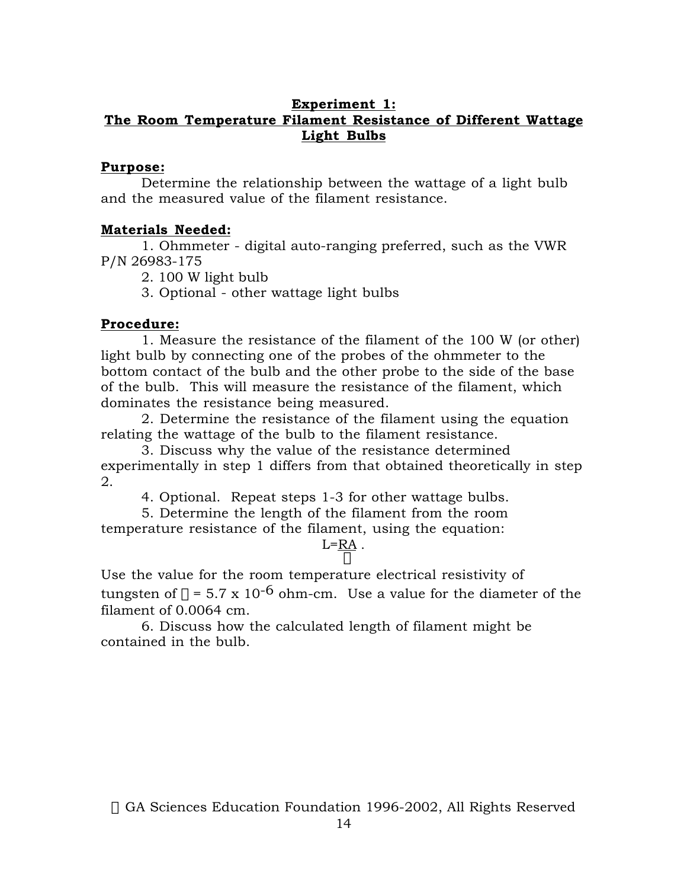## Experiment 1:
## The Room Temperature Filament Resistance of Different Wattage Light Bulbs

**Purpose:**

Determine the relationship between the wattage of a light bulb and the measured value of the filament resistance.

**Materials Needed:**

1. Ohmmeter - digital auto-ranging preferred, such as the VWR P/N 26983-175
2. 100 W light bulb
3. Optional - other wattage light bulbs

**Procedure:**

1. Measure the resistance of the filament of the 100 W (or other) light bulb by connecting one of the probes of the ohmmeter to the bottom contact of the bulb and the other probe to the side of the base of the bulb. This will measure the resistance of the filament, which dominates the resistance being measured.
2. Determine the resistance of the filament using the equation relating the wattage of the bulb to the filament resistance.
3. Discuss why the value of the resistance determined experimentally in step 1 differs from that obtained theoretically in step 2.
4. Optional. Repeat steps 1-3 for other wattage bulbs.
5. Determine the length of the filament from the room temperature resistance of the filament, using the equation:

$$L = \frac{RA}{\rho}.$$

Use the value for the room temperature electrical resistivity of tungsten of $\rho = 5.7 \times 10^{-6}$ ohm-cm. Use a value for the diameter of the filament of 0.0064 cm.

6. Discuss how the calculated length of filament might be contained in the bulb.

© GA Sciences Education Foundation 1996-2002, All Rights Reserved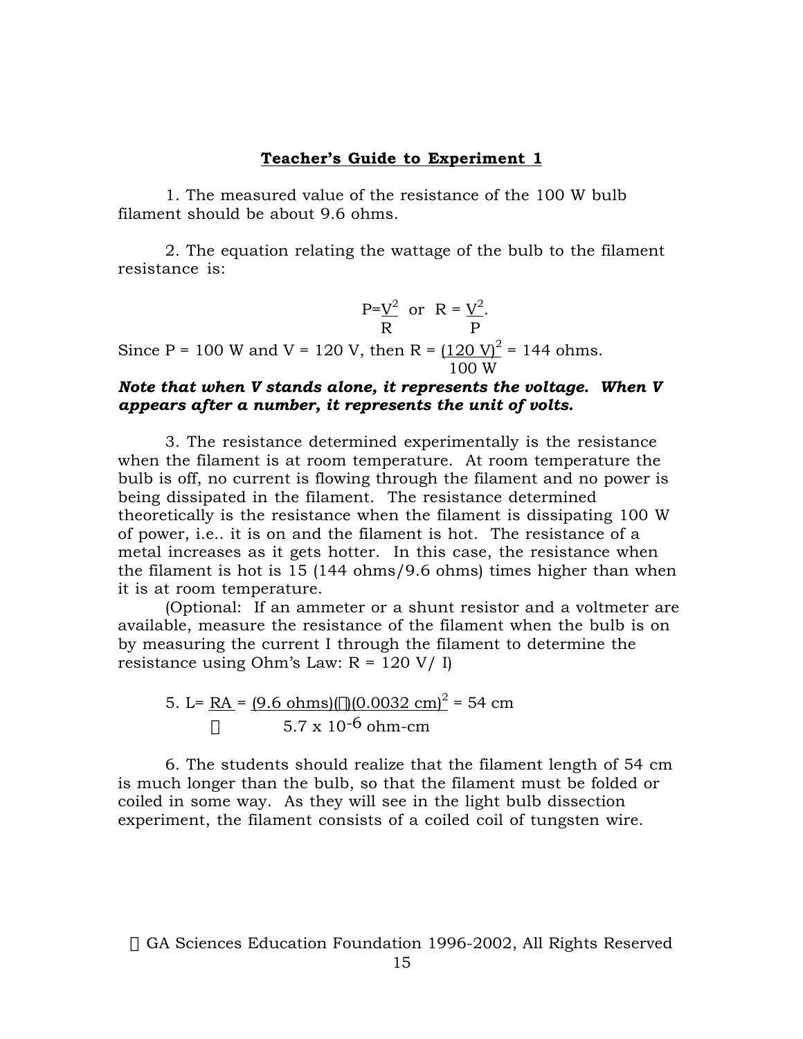**Teacher's Guide to Experiment 1**

1. The measured value of the resistance of the 100 W bulb filament should be about 9.6 ohms.

2. The equation relating the wattage of the bulb to the filament resistance is:

$$P = \frac{V^2}{R} \quad \text{or} \quad R = \frac{V^2}{P}.$$

Since P = 100 W and V = 120 V, then $R = \frac{(120\ V)^2}{100\ W} = 144$ ohms.

***Note that when V stands alone, it represents the voltage. When V appears after a number, it represents the unit of volts.***

3. The resistance determined experimentally is the resistance when the filament is at room temperature. At room temperature the bulb is off, no current is flowing through the filament and no power is being dissipated in the filament. The resistance determined theoretically is the resistance when the filament is dissipating 100 W of power, i.e.. it is on and the filament is hot. The resistance of a metal increases as it gets hotter. In this case, the resistance when the filament is hot is 15 (144 ohms/9.6 ohms) times higher than when it is at room temperature.

(Optional: If an ammeter or a shunt resistor and a voltmeter are available, measure the resistance of the filament when the bulb is on by measuring the current I through the filament to determine the resistance using Ohm's Law: R = 120 V/ I)

5. $$L = \frac{RA}{\rho} = \frac{(9.6\ \text{ohms})(\pi)(0.0032\ \text{cm})^2}{5.7 \times 10^{-6}\ \text{ohm-cm}} = 54\ \text{cm}$$

6. The students should realize that the filament length of 54 cm is much longer than the bulb, so that the filament must be folded or coiled in some way. As they will see in the light bulb dissection experiment, the filament consists of a coiled coil of tungsten wire.

© GA Sciences Education Foundation 1996-2002, All Rights Reserved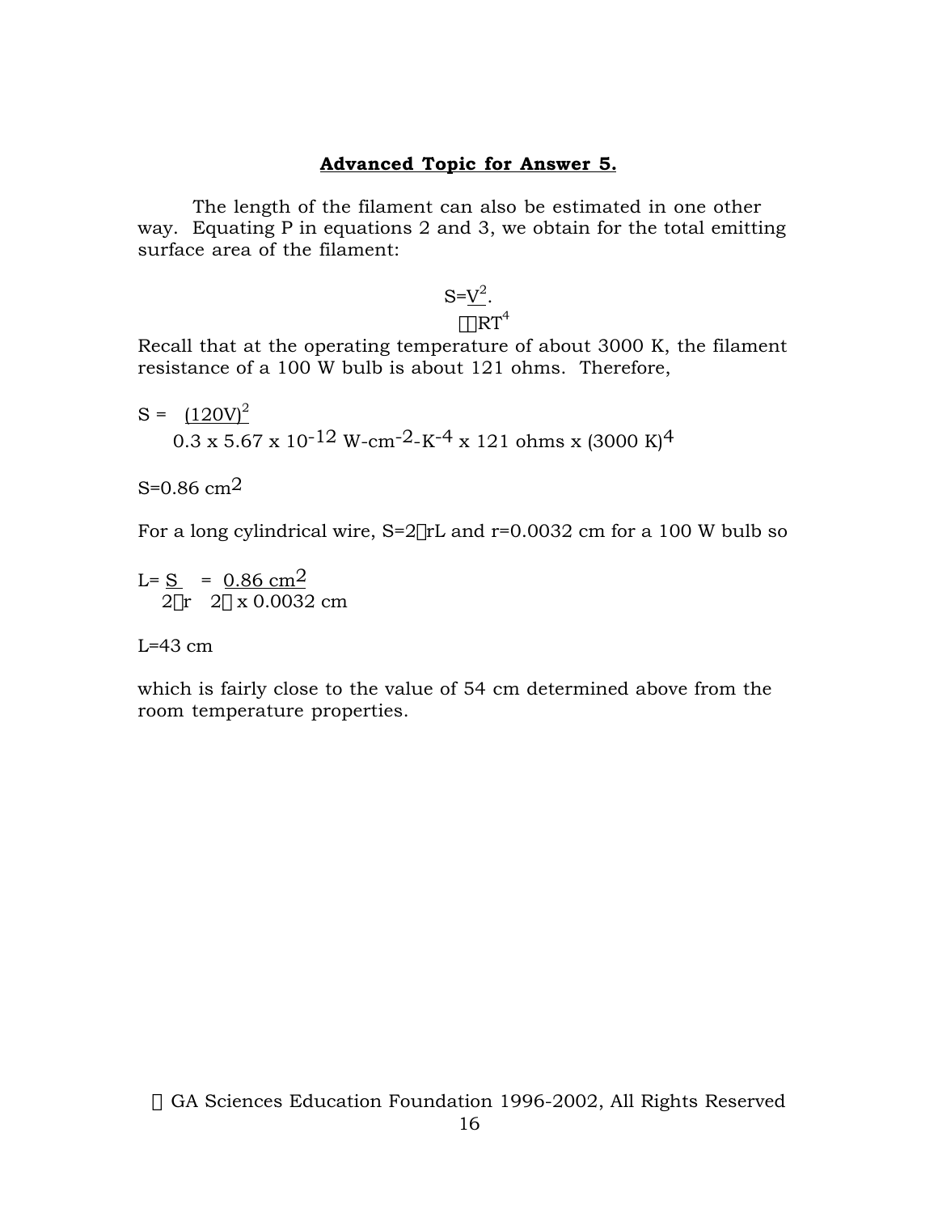## **Advanced Topic for Answer 5.**

The length of the filament can also be estimated in one other way. Equating P in equations 2 and 3, we obtain for the total emitting surface area of the filament:

$$S = \frac{V^2}{\varepsilon\sigma R T^4}$$

Recall that at the operating temperature of about 3000 K, the filament resistance of a 100 W bulb is about 121 ohms. Therefore,

$$S = \frac{(120\text{V})^2}{0.3 \times 5.67 \times 10^{-12}\ \text{W-cm}^{-2}\text{-K}^{-4} \times 121\ \text{ohms} \times (3000\ \text{K})^4}$$

$S = 0.86\ \text{cm}^2$

For a long cylindrical wire, $S = 2\pi rL$ and $r = 0.0032$ cm for a 100 W bulb so

$$L = \frac{S}{2\pi r} = \frac{0.86\ \text{cm}^2}{2\pi \times 0.0032\ \text{cm}}$$

$L = 43$ cm

which is fairly close to the value of 54 cm determined above from the room temperature properties.